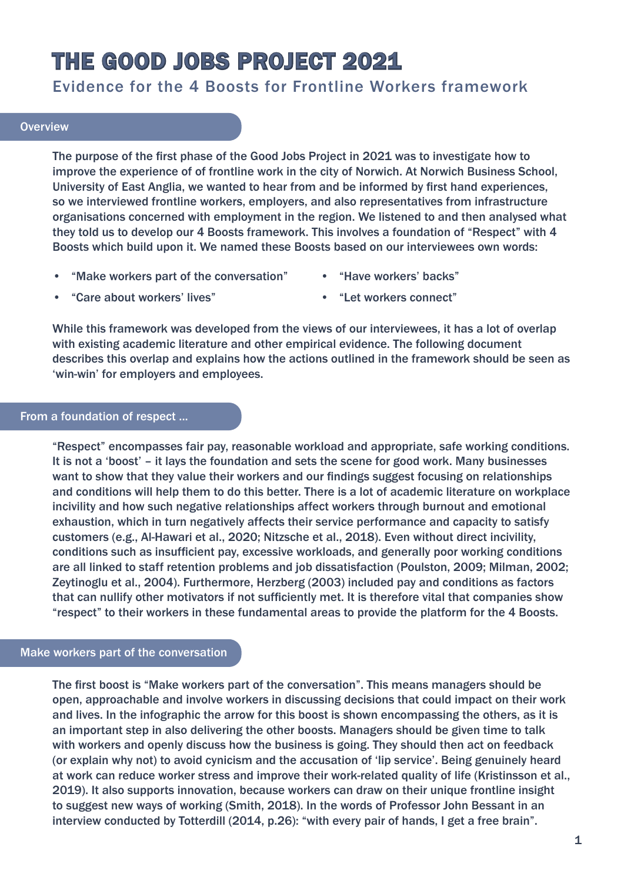# THE GOOD JOBS PROJECT 2021

## Evidence for the 4 Boosts for Frontline Workers framework

### Overview

The purpose of the first phase of the Good Jobs Project in 2021 was to investigate how to improve the experience of of frontline work in the city of Norwich. At Norwich Business School, University of East Anglia, we wanted to hear from and be informed by first hand experiences, so we interviewed frontline workers, employers, and also representatives from infrastructure organisations concerned with employment in the region. We listened to and then analysed what they told us to develop our 4 Boosts framework. This involves a foundation of "Respect" with 4 Boosts which build upon it. We named these Boosts based on our interviewees own words:

- "Make workers part of the conversation"
- "Care about workers' lives"
- "Have workers' backs"
- "Let workers connect"

While this framework was developed from the views of our interviewees, it has a lot of overlap with existing academic literature and other empirical evidence. The following document describes this overlap and explains how the actions outlined in the framework should be seen as 'win-win' for employers and employees.

### From a foundation of respect ...

"Respect" encompasses fair pay, reasonable workload and appropriate, safe working conditions. It is not a 'boost' – it lays the foundation and sets the scene for good work. Many businesses want to show that they value their workers and our findings suggest focusing on relationships and conditions will help them to do this better. There is a lot of academic literature on workplace incivility and how such negative relationships affect workers through burnout and emotional exhaustion, which in turn negatively affects their service performance and capacity to satisfy customers (e.g., Al-Hawari et al., 2020; Nitzsche et al., 2018). Even without direct incivility, conditions such as insufficient pay, excessive workloads, and generally poor working conditions are all linked to staff retention problems and job dissatisfaction (Poulston, 2009; Milman, 2002; Zeytinoglu et al., 2004). Furthermore, Herzberg (2003) included pay and conditions as factors that can nullify other motivators if not sufficiently met. It is therefore vital that companies show "respect" to their workers in these fundamental areas to provide the platform for the 4 Boosts.

### Make workers part of the conversation

The first boost is "Make workers part of the conversation". This means managers should be open, approachable and involve workers in discussing decisions that could impact on their work and lives. In the infographic the arrow for this boost is shown encompassing the others, as it is an important step in also delivering the other boosts. Managers should be given time to talk with workers and openly discuss how the business is going. They should then act on feedback (or explain why not) to avoid cynicism and the accusation of 'lip service'. Being genuinely heard at work can reduce worker stress and improve their work-related quality of life (Kristinsson et al., 2019). It also supports innovation, because workers can draw on their unique frontline insight to suggest new ways of working (Smith, 2018). In the words of Professor John Bessant in an interview conducted by Totterdill (2014, p.26): "with every pair of hands, I get a free brain".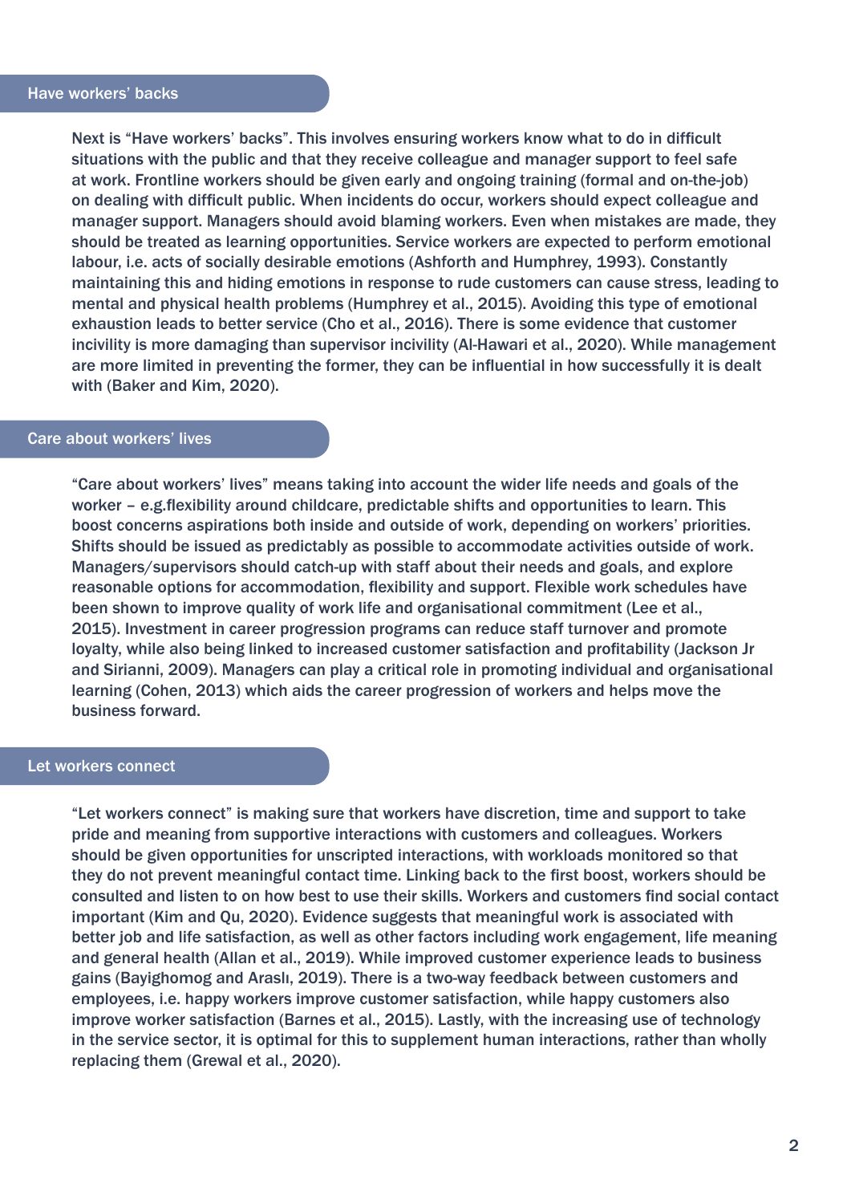## Have workers' backs

Next is "Have workers' backs". This involves ensuring workers know what to do in difficult situations with the public and that they receive colleague and manager support to feel safe at work. Frontline workers should be given early and ongoing training (formal and on-the-job) on dealing with difficult public. When incidents do occur, workers should expect colleague and manager support. Managers should avoid blaming workers. Even when mistakes are made, they should be treated as learning opportunities. Service workers are expected to perform emotional labour, i.e. acts of socially desirable emotions (Ashforth and Humphrey, 1993). Constantly maintaining this and hiding emotions in response to rude customers can cause stress, leading to mental and physical health problems (Humphrey et al., 2015). Avoiding this type of emotional exhaustion leads to better service (Cho et al., 2016). There is some evidence that customer incivility is more damaging than supervisor incivility (Al-Hawari et al., 2020). While management are more limited in preventing the former, they can be influential in how successfully it is dealt with (Baker and Kim, 2020).

## Care about workers' lives

"Care about workers' lives" means taking into account the wider life needs and goals of the worker – e.g.flexibility around childcare, predictable shifts and opportunities to learn. This boost concerns aspirations both inside and outside of work, depending on workers' priorities. Shifts should be issued as predictably as possible to accommodate activities outside of work. Managers/supervisors should catch-up with staff about their needs and goals, and explore reasonable options for accommodation, flexibility and support. Flexible work schedules have been shown to improve quality of work life and organisational commitment (Lee et al., 2015). Investment in career progression programs can reduce staff turnover and promote loyalty, while also being linked to increased customer satisfaction and profitability (Jackson Jr and Sirianni, 2009). Managers can play a critical role in promoting individual and organisational learning (Cohen, 2013) which aids the career progression of workers and helps move the business forward.

## Let workers connect

"Let workers connect" is making sure that workers have discretion, time and support to take pride and meaning from supportive interactions with customers and colleagues. Workers should be given opportunities for unscripted interactions, with workloads monitored so that they do not prevent meaningful contact time. Linking back to the first boost, workers should be consulted and listen to on how best to use their skills. Workers and customers find social contact important (Kim and Qu, 2020). Evidence suggests that meaningful work is associated with better job and life satisfaction, as well as other factors including work engagement, life meaning and general health (Allan et al., 2019). While improved customer experience leads to business gains (Bayighomog and Araslı, 2019). There is a two-way feedback between customers and employees, i.e. happy workers improve customer satisfaction, while happy customers also improve worker satisfaction (Barnes et al., 2015). Lastly, with the increasing use of technology in the service sector, it is optimal for this to supplement human interactions, rather than wholly replacing them (Grewal et al., 2020).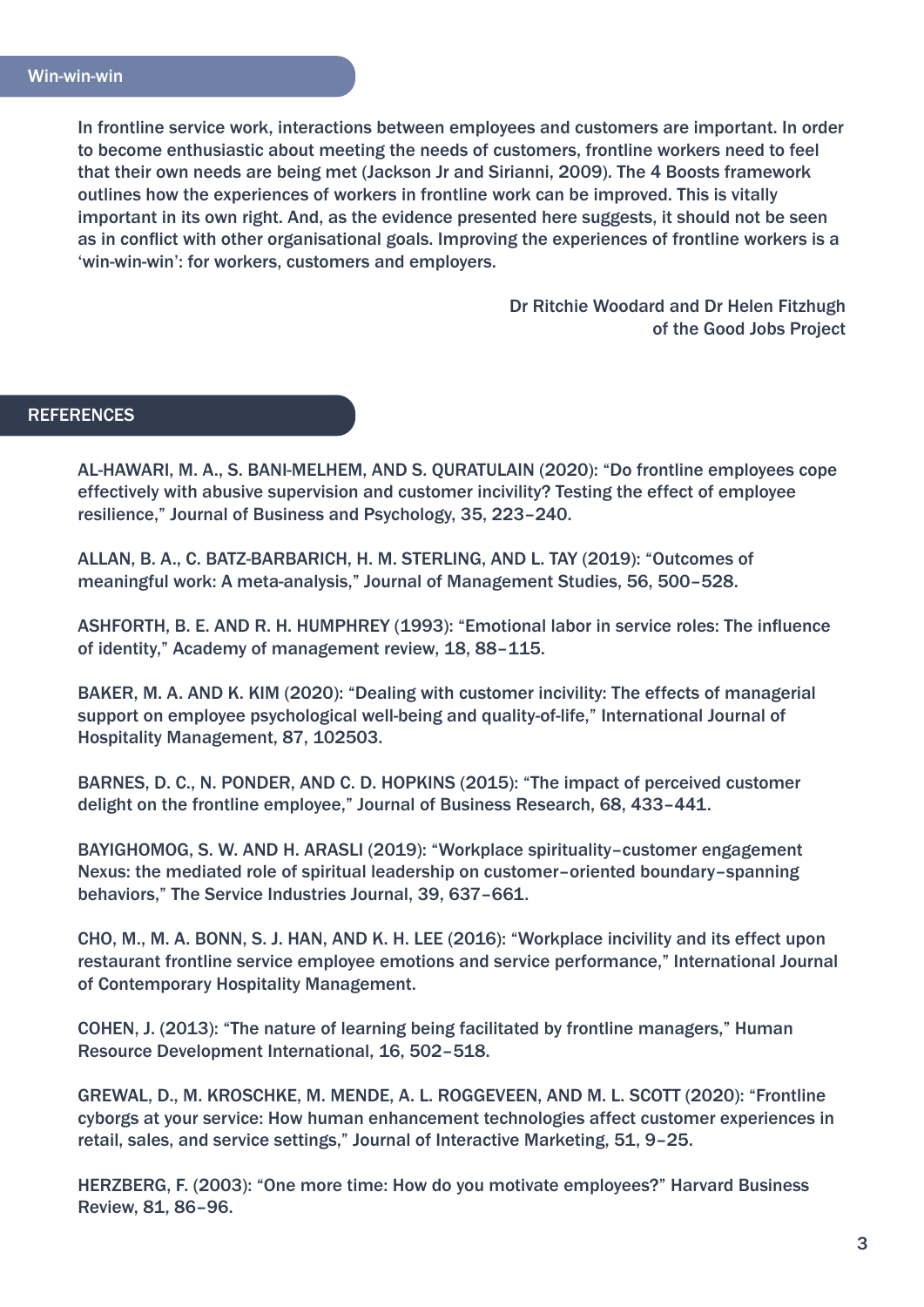## Win-win-win

In frontline service work, interactions between employees and customers are important. In order to become enthusiastic about meeting the needs of customers, frontline workers need to feel that their own needs are being met (Jackson Jr and Sirianni, 2009). The 4 Boosts framework outlines how the experiences of workers in frontline work can be improved. This is vitally important in its own right. And, as the evidence presented here suggests, it should not be seen as in conflict with other organisational goals. Improving the experiences of frontline workers is a 'win-win-win': for workers, customers and employers.

Dr Ritchie Woodard and Dr Helen Fitzhugh
of the Good Jobs Project

## REFERENCES

AL-HAWARI, M. A., S. BANI-MELHEM, AND S. QURATULAIN (2020): "Do frontline employees cope effectively with abusive supervision and customer incivility? Testing the effect of employee resilience," Journal of Business and Psychology, 35, 223–240.

ALLAN, B. A., C. BATZ-BARBARICH, H. M. STERLING, AND L. TAY (2019): "Outcomes of meaningful work: A meta-analysis," Journal of Management Studies, 56, 500–528.

ASHFORTH, B. E. AND R. H. HUMPHREY (1993): "Emotional labor in service roles: The influence of identity," Academy of management review, 18, 88–115.

BAKER, M. A. AND K. KIM (2020): "Dealing with customer incivility: The effects of managerial support on employee psychological well-being and quality-of-life," International Journal of Hospitality Management, 87, 102503.

BARNES, D. C., N. PONDER, AND C. D. HOPKINS (2015): "The impact of perceived customer delight on the frontline employee," Journal of Business Research, 68, 433–441.

BAYIGHOMOG, S. W. AND H. ARASLI (2019): "Workplace spirituality–customer engagement Nexus: the mediated role of spiritual leadership on customer–oriented boundary–spanning behaviors," The Service Industries Journal, 39, 637–661.

CHO, M., M. A. BONN, S. J. HAN, AND K. H. LEE (2016): "Workplace incivility and its effect upon restaurant frontline service employee emotions and service performance," International Journal of Contemporary Hospitality Management.

COHEN, J. (2013): "The nature of learning being facilitated by frontline managers," Human Resource Development International, 16, 502–518.

GREWAL, D., M. KROSCHKE, M. MENDE, A. L. ROGGEVEEN, AND M. L. SCOTT (2020): "Frontline cyborgs at your service: How human enhancement technologies affect customer experiences in retail, sales, and service settings," Journal of Interactive Marketing, 51, 9–25.

HERZBERG, F. (2003): "One more time: How do you motivate employees?" Harvard Business Review, 81, 86–96.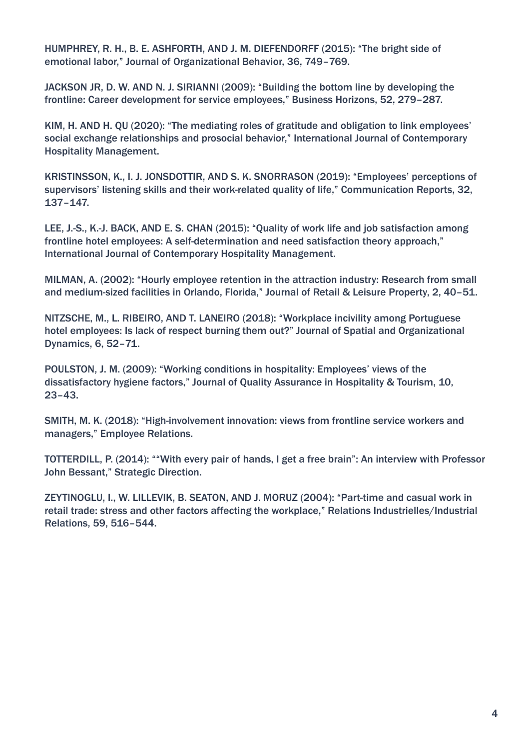HUMPHREY, R. H., B. E. ASHFORTH, AND J. M. DIEFENDORFF (2015): "The bright side of emotional labor," Journal of Organizational Behavior, 36, 749–769.

JACKSON JR, D. W. AND N. J. SIRIANNI (2009): "Building the bottom line by developing the frontline: Career development for service employees," Business Horizons, 52, 279–287.

KIM, H. AND H. QU (2020): "The mediating roles of gratitude and obligation to link employees' social exchange relationships and prosocial behavior," International Journal of Contemporary Hospitality Management.

KRISTINSSON, K., I. J. JONSDOTTIR, AND S. K. SNORRASON (2019): "Employees' perceptions of supervisors' listening skills and their work-related quality of life," Communication Reports, 32, 137–147.

LEE, J.-S., K.-J. BACK, AND E. S. CHAN (2015): "Quality of work life and job satisfaction among frontline hotel employees: A self-determination and need satisfaction theory approach," International Journal of Contemporary Hospitality Management.

MILMAN, A. (2002): "Hourly employee retention in the attraction industry: Research from small and medium-sized facilities in Orlando, Florida," Journal of Retail & Leisure Property, 2, 40–51.

NITZSCHE, M., L. RIBEIRO, AND T. LANEIRO (2018): "Workplace incivility among Portuguese hotel employees: Is lack of respect burning them out?" Journal of Spatial and Organizational Dynamics, 6, 52–71.

POULSTON, J. M. (2009): "Working conditions in hospitality: Employees' views of the dissatisfactory hygiene factors," Journal of Quality Assurance in Hospitality & Tourism, 10, 23–43.

SMITH, M. K. (2018): "High-involvement innovation: views from frontline service workers and managers," Employee Relations.

TOTTERDILL, P. (2014): ""With every pair of hands, I get a free brain": An interview with Professor John Bessant," Strategic Direction.

ZEYTINOGLU, I., W. LILLEVIK, B. SEATON, AND J. MORUZ (2004): "Part-time and casual work in retail trade: stress and other factors affecting the workplace," Relations Industrielles/Industrial Relations, 59, 516–544.